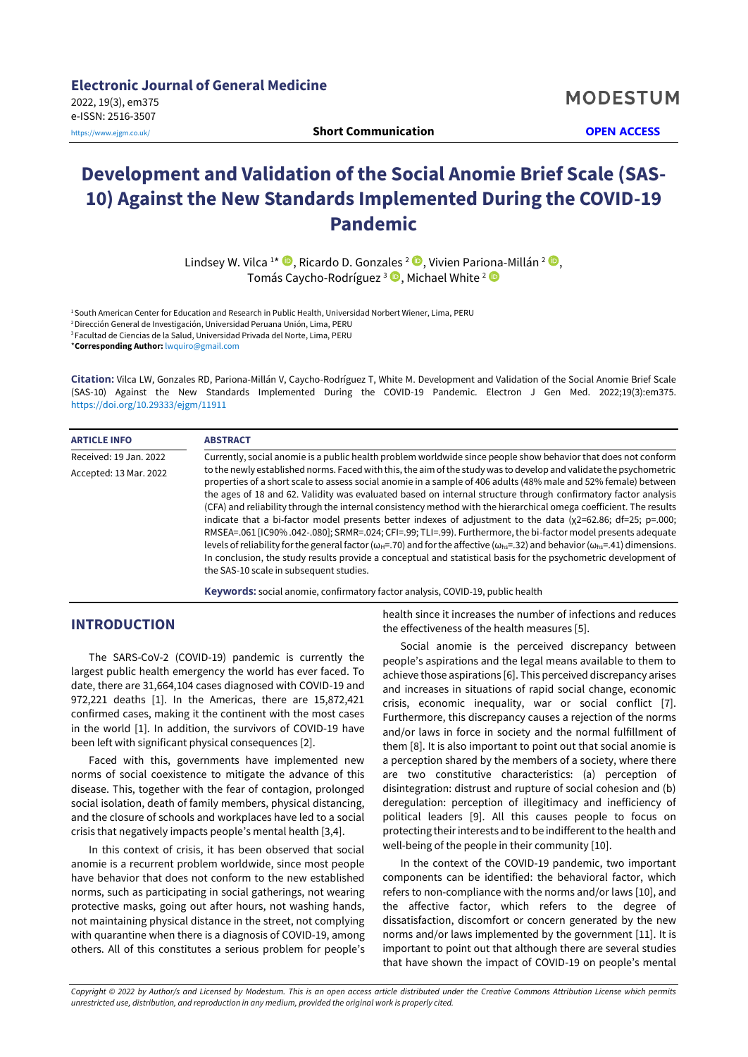**Electronic Journal of General Medicine**
2022, 19(3), em375
e-ISSN: 2516-3507
https://www.ejgm.co.uk/

**Short Communication** **OPEN ACCESS**

# Development and Validation of the Social Anomie Brief Scale (SAS-10) Against the New Standards Implemented During the COVID-19 Pandemic

Lindsey W. Vilca [1*], Ricardo D. Gonzales [2], Vivien Pariona-Millán [2], Tomás Caycho-Rodríguez [3], Michael White [2]

[1] South American Center for Education and Research in Public Health, Universidad Norbert Wiener, Lima, PERU
[2] Dirección General de Investigación, Universidad Peruana Unión, Lima, PERU
[3] Facultad de Ciencias de la Salud, Universidad Privada del Norte, Lima, PERU
*Corresponding Author: lwquiro@gmail.com

**Citation:** Vilca LW, Gonzales RD, Pariona-Millán V, Caycho-Rodríguez T, White M. Development and Validation of the Social Anomie Brief Scale (SAS-10) Against the New Standards Implemented During the COVID-19 Pandemic. Electron J Gen Med. 2022;19(3):em375. https://doi.org/10.29333/ejgm/11911

**ARTICLE INFO**

Received: 19 Jan. 2022
Accepted: 13 Mar. 2022

**ABSTRACT**

Currently, social anomie is a public health problem worldwide since people show behavior that does not conform to the newly established norms. Faced with this, the aim of the study was to develop and validate the psychometric properties of a short scale to assess social anomie in a sample of 406 adults (48% male and 52% female) between the ages of 18 and 62. Validity was evaluated based on internal structure through confirmatory factor analysis (CFA) and reliability through the internal consistency method with the hierarchical omega coefficient. The results indicate that a bi-factor model presents better indexes of adjustment to the data ($\chi 2$=62.86; df=25; p=.000; RMSEA=.061 [IC90% .042-.080]; SRMR=.024; CFI=.99; TLI=.99). Furthermore, the bi-factor model presents adequate levels of reliability for the general factor ($\omega_H$=.70) and for the affective ($\omega_{hs}$=.32) and behavior ($\omega_{hs}$=.41) dimensions. In conclusion, the study results provide a conceptual and statistical basis for the psychometric development of the SAS-10 scale in subsequent studies.

**Keywords:** social anomie, confirmatory factor analysis, COVID-19, public health

## INTRODUCTION

The SARS-CoV-2 (COVID-19) pandemic is currently the largest public health emergency the world has ever faced. To date, there are 31,664,104 cases diagnosed with COVID-19 and 972,221 deaths [1]. In the Americas, there are 15,872,421 confirmed cases, making it the continent with the most cases in the world [1]. In addition, the survivors of COVID-19 have been left with significant physical consequences [2].

Faced with this, governments have implemented new norms of social coexistence to mitigate the advance of this disease. This, together with the fear of contagion, prolonged social isolation, death of family members, physical distancing, and the closure of schools and workplaces have led to a social crisis that negatively impacts people's mental health [3,4].

In this context of crisis, it has been observed that social anomie is a recurrent problem worldwide, since most people have behavior that does not conform to the new established norms, such as participating in social gatherings, not wearing protective masks, going out after hours, not washing hands, not maintaining physical distance in the street, not complying with quarantine when there is a diagnosis of COVID-19, among others. All of this constitutes a serious problem for people's health since it increases the number of infections and reduces the effectiveness of the health measures [5].

Social anomie is the perceived discrepancy between people's aspirations and the legal means available to them to achieve those aspirations [6]. This perceived discrepancy arises and increases in situations of rapid social change, economic crisis, economic inequality, war or social conflict [7]. Furthermore, this discrepancy causes a rejection of the norms and/or laws in force in society and the normal fulfillment of them [8]. It is also important to point out that social anomie is a perception shared by the members of a society, where there are two constitutive characteristics: (a) perception of disintegration: distrust and rupture of social cohesion and (b) deregulation: perception of illegitimacy and inefficiency of political leaders [9]. All this causes people to focus on protecting their interests and to be indifferent to the health and well-being of the people in their community [10].

In the context of the COVID-19 pandemic, two important components can be identified: the behavioral factor, which refers to non-compliance with the norms and/or laws [10], and the affective factor, which refers to the degree of dissatisfaction, discomfort or concern generated by the new norms and/or laws implemented by the government [11]. It is important to point out that although there are several studies that have shown the impact of COVID-19 on people's mental

*Copyright © 2022 by Author/s and Licensed by Modestum. This is an open access article distributed under the Creative Commons Attribution License which permits unrestricted use, distribution, and reproduction in any medium, provided the original work is properly cited.*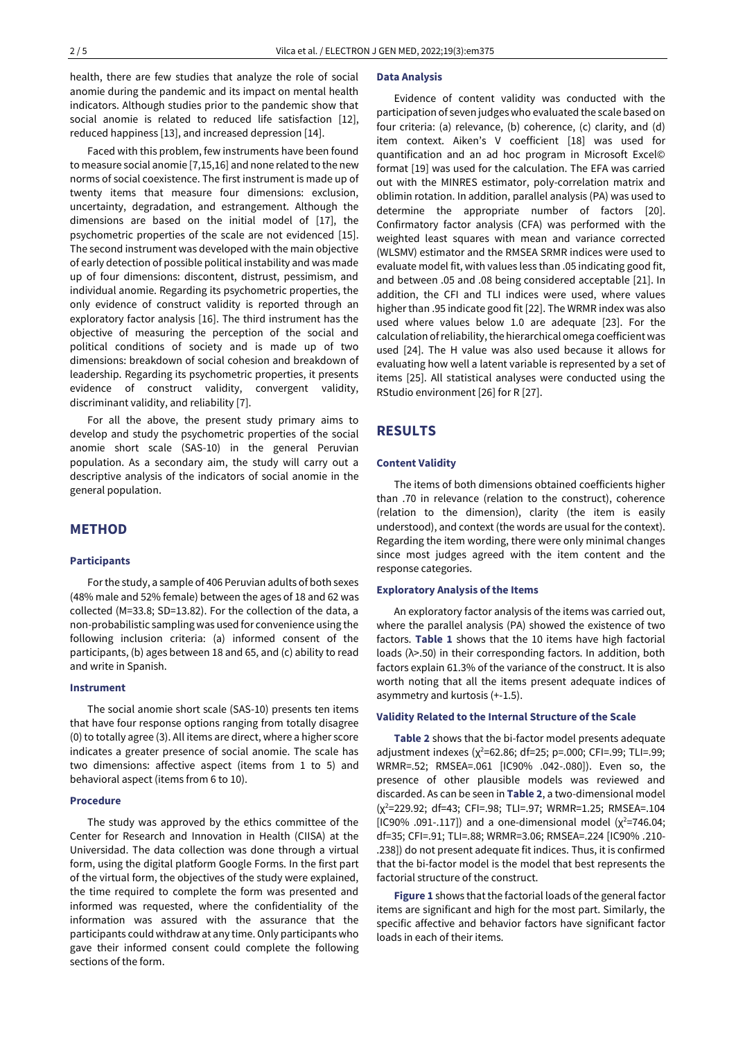health, there are few studies that analyze the role of social anomie during the pandemic and its impact on mental health indicators. Although studies prior to the pandemic show that social anomie is related to reduced life satisfaction [12], reduced happiness [13], and increased depression [14].

Faced with this problem, few instruments have been found to measure social anomie [7,15,16] and none related to the new norms of social coexistence. The first instrument is made up of twenty items that measure four dimensions: exclusion, uncertainty, degradation, and estrangement. Although the dimensions are based on the initial model of [17], the psychometric properties of the scale are not evidenced [15]. The second instrument was developed with the main objective of early detection of possible political instability and was made up of four dimensions: discontent, distrust, pessimism, and individual anomie. Regarding its psychometric properties, the only evidence of construct validity is reported through an exploratory factor analysis [16]. The third instrument has the objective of measuring the perception of the social and political conditions of society and is made up of two dimensions: breakdown of social cohesion and breakdown of leadership. Regarding its psychometric properties, it presents evidence of construct validity, convergent validity, discriminant validity, and reliability [7].

For all the above, the present study primary aims to develop and study the psychometric properties of the social anomie short scale (SAS-10) in the general Peruvian population. As a secondary aim, the study will carry out a descriptive analysis of the indicators of social anomie in the general population.

## METHOD

### Participants

For the study, a sample of 406 Peruvian adults of both sexes (48% male and 52% female) between the ages of 18 and 62 was collected (M=33.8; SD=13.82). For the collection of the data, a non-probabilistic sampling was used for convenience using the following inclusion criteria: (a) informed consent of the participants, (b) ages between 18 and 65, and (c) ability to read and write in Spanish.

### Instrument

The social anomie short scale (SAS-10) presents ten items that have four response options ranging from totally disagree (0) to totally agree (3). All items are direct, where a higher score indicates a greater presence of social anomie. The scale has two dimensions: affective aspect (items from 1 to 5) and behavioral aspect (items from 6 to 10).

### Procedure

The study was approved by the ethics committee of the Center for Research and Innovation in Health (CIISA) at the Universidad. The data collection was done through a virtual form, using the digital platform Google Forms. In the first part of the virtual form, the objectives of the study were explained, the time required to complete the form was presented and informed was requested, where the confidentiality of the information was assured with the assurance that the participants could withdraw at any time. Only participants who gave their informed consent could complete the following sections of the form.

### Data Analysis

Evidence of content validity was conducted with the participation of seven judges who evaluated the scale based on four criteria: (a) relevance, (b) coherence, (c) clarity, and (d) item context. Aiken's V coefficient [18] was used for quantification and an ad hoc program in Microsoft Excel© format [19] was used for the calculation. The EFA was carried out with the MINRES estimator, poly-correlation matrix and oblimin rotation. In addition, parallel analysis (PA) was used to determine the appropriate number of factors [20]. Confirmatory factor analysis (CFA) was performed with the weighted least squares with mean and variance corrected (WLSMV) estimator and the RMSEA SRMR indices were used to evaluate model fit, with values less than .05 indicating good fit, and between .05 and .08 being considered acceptable [21]. In addition, the CFI and TLI indices were used, where values higher than .95 indicate good fit [22]. The WRMR index was also used where values below 1.0 are adequate [23]. For the calculation of reliability, the hierarchical omega coefficient was used [24]. The H value was also used because it allows for evaluating how well a latent variable is represented by a set of items [25]. All statistical analyses were conducted using the RStudio environment [26] for R [27].

## RESULTS

### Content Validity

The items of both dimensions obtained coefficients higher than .70 in relevance (relation to the construct), coherence (relation to the dimension), clarity (the item is easily understood), and context (the words are usual for the context). Regarding the item wording, there were only minimal changes since most judges agreed with the item content and the response categories.

### Exploratory Analysis of the Items

An exploratory factor analysis of the items was carried out, where the parallel analysis (PA) showed the existence of two factors. **Table 1** shows that the 10 items have high factorial loads (λ>.50) in their corresponding factors. In addition, both factors explain 61.3% of the variance of the construct. It is also worth noting that all the items present adequate indices of asymmetry and kurtosis (+-1.5).

### Validity Related to the Internal Structure of the Scale

**Table 2** shows that the bi-factor model presents adequate adjustment indexes ($\chi^2$=62.86; df=25; p=.000; CFI=.99; TLI=.99; WRMR=.52; RMSEA=.061 [IC90% .042-.080]). Even so, the presence of other plausible models was reviewed and discarded. As can be seen in **Table 2**, a two-dimensional model ($\chi^2$=229.92; df=43; CFI=.98; TLI=.97; WRMR=1.25; RMSEA=.104 [IC90% .091-.117]) and a one-dimensional model ($\chi^2$=746.04; df=35; CFI=.91; TLI=.88; WRMR=3.06; RMSEA=.224 [IC90% .210-.238]) do not present adequate fit indices. Thus, it is confirmed that the bi-factor model is the model that best represents the factorial structure of the construct.

**Figure 1** shows that the factorial loads of the general factor items are significant and high for the most part. Similarly, the specific affective and behavior factors have significant factor loads in each of their items.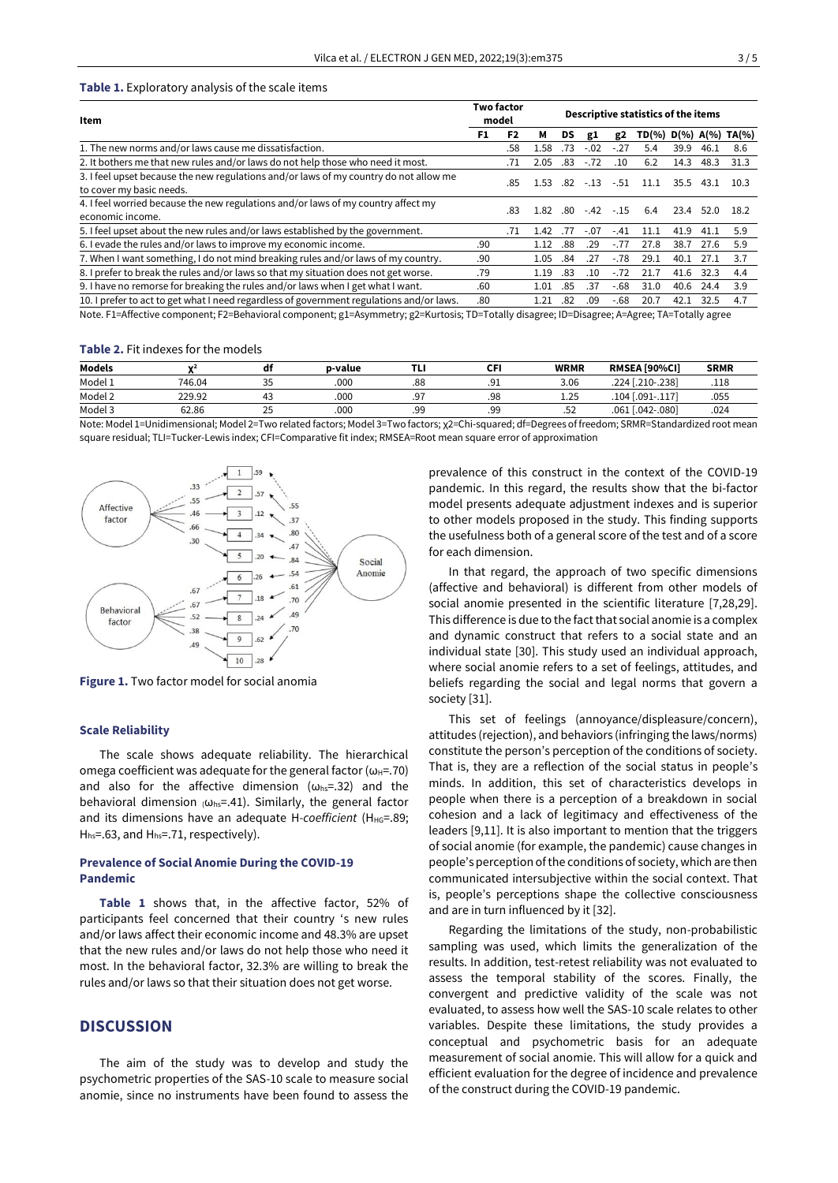**Table 1.** Exploratory analysis of the scale items

| Item | Two factor model | | Descriptive statistics of the items | | | | | | | |
|---|---|---|---|---|---|---|---|---|---|---|
| | F1 | F2 | M | DS | g1 | g2 | TD(%) | D(%) | A(%) | TA(%) |
| 1. The new norms and/or laws cause me dissatisfaction. | | .58 | 1.58 | .73 | -.02 | -.27 | 5.4 | 39.9 | 46.1 | 8.6 |
| 2. It bothers me that new rules and/or laws do not help those who need it most. | | .71 | 2.05 | .83 | -.72 | .10 | 6.2 | 14.3 | 48.3 | 31.3 |
| 3. I feel upset because the new regulations and/or laws of my country do not allow me to cover my basic needs. | | .85 | 1.53 | .82 | -.13 | -.51 | 11.1 | 35.5 | 43.1 | 10.3 |
| 4. I feel worried because the new regulations and/or laws of my country affect my economic income. | | .83 | 1.82 | .80 | -.42 | -.15 | 6.4 | 23.4 | 52.0 | 18.2 |
| 5. I feel upset about the new rules and/or laws established by the government. | | .71 | 1.42 | .77 | -.07 | -.41 | 11.1 | 41.9 | 41.1 | 5.9 |
| 6. I evade the rules and/or laws to improve my economic income. | .90 | | 1.12 | .88 | .29 | -.77 | 27.8 | 38.7 | 27.6 | 5.9 |
| 7. When I want something, I do not mind breaking rules and/or laws of my country. | .90 | | 1.05 | .84 | .27 | -.78 | 29.1 | 40.1 | 27.1 | 3.7 |
| 8. I prefer to break the rules and/or laws so that my situation does not get worse. | .79 | | 1.19 | .83 | .10 | -.72 | 21.7 | 41.6 | 32.3 | 4.4 |
| 9. I have no remorse for breaking the rules and/or laws when I get what I want. | .60 | | 1.01 | .85 | .37 | -.68 | 31.0 | 40.6 | 24.4 | 3.9 |
| 10. I prefer to act to get what I need regardless of government regulations and/or laws. | .80 | | 1.21 | .82 | .09 | -.68 | 20.7 | 42.1 | 32.5 | 4.7 |

Note. F1=Affective component; F2=Behavioral component; g1=Asymmetry; g2=Kurtosis; TD=Totally disagree; ID=Disagree; A=Agree; TA=Totally agree

**Table 2.** Fit indexes for the models

| Models | $\chi^2$ | df | p-value | TLI | CFI | WRMR | RMSEA [90%CI] | SRMR |
|---|---|---|---|---|---|---|---|---|
| Model 1 | 746.04 | 35 | .000 | .88 | .91 | 3.06 | .224 [.210-.238] | .118 |
| Model 2 | 229.92 | 43 | .000 | .97 | .98 | 1.25 | .104 [.091-.117] | .055 |
| Model 3 | 62.86 | 25 | .000 | .99 | .99 | .52 | .061 [.042-.080] | .024 |

Note: Model 1=Unidimensional; Model 2=Two related factors; Model 3=Two factors; $\chi^2$=Chi-squared; df=Degrees of freedom; SRMR=Standardized root mean square residual; TLI=Tucker-Lewis index; CFI=Comparative fit index; RMSEA=Root mean square error of approximation

**Figure 1.** Two factor model for social anomia

### Scale Reliability

The scale shows adequate reliability. The hierarchical omega coefficient was adequate for the general factor ($\omega_H$=.70) and also for the affective dimension ($\omega_{hs}$=.32) and the behavioral dimension ($\omega_{hs}$=.41). Similarly, the general factor and its dimensions have an adequate H-*coefficient* ($H_{HG}$=.89; $H_{hs}$=.63, and $H_{hs}$=.71, respectively).

### Prevalence of Social Anomie During the COVID-19 Pandemic

**Table 1** shows that, in the affective factor, 52% of participants feel concerned that their country 's new rules and/or laws affect their economic income and 48.3% are upset that the new rules and/or laws do not help those who need it most. In the behavioral factor, 32.3% are willing to break the rules and/or laws so that their situation does not get worse.

## DISCUSSION

The aim of the study was to develop and study the psychometric properties of the SAS-10 scale to measure social anomie, since no instruments have been found to assess the prevalence of this construct in the context of the COVID-19 pandemic. In this regard, the results show that the bi-factor model presents adequate adjustment indexes and is superior to other models proposed in the study. This finding supports the usefulness both of a general score of the test and of a score for each dimension.

In that regard, the approach of two specific dimensions (affective and behavioral) is different from other models of social anomie presented in the scientific literature [7,28,29]. This difference is due to the fact that social anomie is a complex and dynamic construct that refers to a social state and an individual state [30]. This study used an individual approach, where social anomie refers to a set of feelings, attitudes, and beliefs regarding the social and legal norms that govern a society [31].

This set of feelings (annoyance/displeasure/concern), attitudes (rejection), and behaviors (infringing the laws/norms) constitute the person's perception of the conditions of society. That is, they are a reflection of the social status in people's minds. In addition, this set of characteristics develops in people when there is a perception of a breakdown in social cohesion and a lack of legitimacy and effectiveness of the leaders [9,11]. It is also important to mention that the triggers of social anomie (for example, the pandemic) cause changes in people's perception of the conditions of society, which are then communicated intersubjective within the social context. That is, people's perceptions shape the collective consciousness and are in turn influenced by it [32].

Regarding the limitations of the study, non-probabilistic sampling was used, which limits the generalization of the results. In addition, test-retest reliability was not evaluated to assess the temporal stability of the scores. Finally, the convergent and predictive validity of the scale was not evaluated, to assess how well the SAS-10 scale relates to other variables. Despite these limitations, the study provides a conceptual and psychometric basis for an adequate measurement of social anomie. This will allow for a quick and efficient evaluation for the degree of incidence and prevalence of the construct during the COVID-19 pandemic.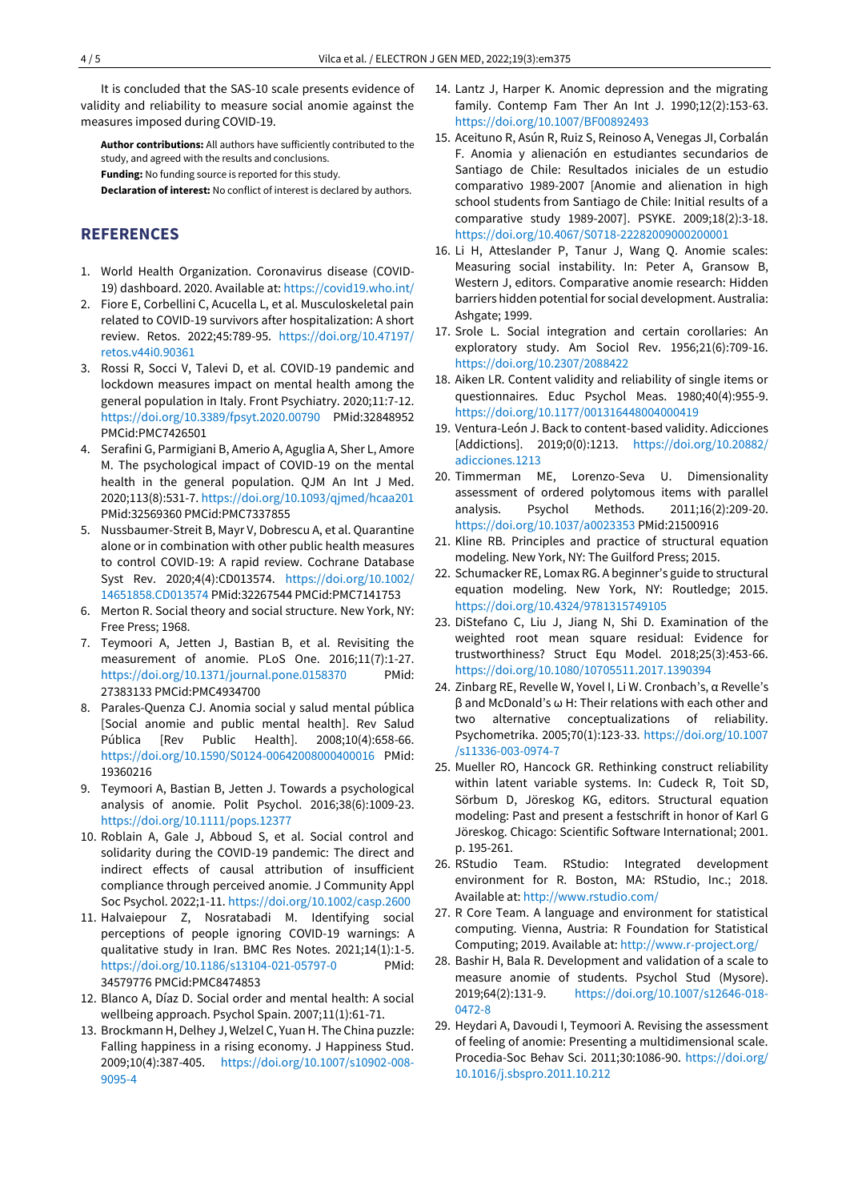It is concluded that the SAS-10 scale presents evidence of validity and reliability to measure social anomie against the measures imposed during COVID-19.

**Author contributions:** All authors have sufficiently contributed to the study, and agreed with the results and conclusions.

**Funding:** No funding source is reported for this study.

**Declaration of interest:** No conflict of interest is declared by authors.

## REFERENCES

1. World Health Organization. Coronavirus disease (COVID-19) dashboard. 2020. Available at: https://covid19.who.int/
2. Fiore E, Corbellini C, Acucella L, et al. Musculoskeletal pain related to COVID-19 survivors after hospitalization: A short review. Retos. 2022;45:789-95. https://doi.org/10.47197/retos.v44i0.90361
3. Rossi R, Socci V, Talevi D, et al. COVID-19 pandemic and lockdown measures impact on mental health among the general population in Italy. Front Psychiatry. 2020;11:7-12. https://doi.org/10.3389/fpsyt.2020.00790 PMid:32848952 PMCid:PMC7426501
4. Serafini G, Parmigiani B, Amerio A, Aguglia A, Sher L, Amore M. The psychological impact of COVID-19 on the mental health in the general population. QJM An Int J Med. 2020;113(8):531-7. https://doi.org/10.1093/qjmed/hcaa201 PMid:32569360 PMCid:PMC7337855
5. Nussbaumer-Streit B, Mayr V, Dobrescu A, et al. Quarantine alone or in combination with other public health measures to control COVID-19: A rapid review. Cochrane Database Syst Rev. 2020;4(4):CD013574. https://doi.org/10.1002/14651858.CD013574 PMid:32267544 PMCid:PMC7141753
6. Merton R. Social theory and social structure. New York, NY: Free Press; 1968.
7. Teymoori A, Jetten J, Bastian B, et al. Revisiting the measurement of anomie. PLoS One. 2016;11(7):1-27. https://doi.org/10.1371/journal.pone.0158370 PMid:27383133 PMCid:PMC4934700
8. Parales-Quenza CJ. Anomia social y salud mental pública [Social anomie and public mental health]. Rev Salud Pública [Rev Public Health]. 2008;10(4):658-66. https://doi.org/10.1590/S0124-00642008000400016 PMid:19360216
9. Teymoori A, Bastian B, Jetten J. Towards a psychological analysis of anomie. Polit Psychol. 2016;38(6):1009-23. https://doi.org/10.1111/pops.12377
10. Roblain A, Gale J, Abboud S, et al. Social control and solidarity during the COVID-19 pandemic: The direct and indirect effects of causal attribution of insufficient compliance through perceived anomie. J Community Appl Soc Psychol. 2022;1-11. https://doi.org/10.1002/casp.2600
11. Halvaiepour Z, Nosratabadi M. Identifying social perceptions of people ignoring COVID-19 warnings: A qualitative study in Iran. BMC Res Notes. 2021;14(1):1-5. https://doi.org/10.1186/s13104-021-05797-0 PMid:34579776 PMCid:PMC8474853
12. Blanco A, Díaz D. Social order and mental health: A social wellbeing approach. Psychol Spain. 2007;11(1):61-71.
13. Brockmann H, Delhey J, Welzel C, Yuan H. The China puzzle: Falling happiness in a rising economy. J Happiness Stud. 2009;10(4):387-405. https://doi.org/10.1007/s10902-008-9095-4
14. Lantz J, Harper K. Anomic depression and the migrating family. Contemp Fam Ther An Int J. 1990;12(2):153-63. https://doi.org/10.1007/BF00892493
15. Aceituno R, Asún R, Ruiz S, Reinoso A, Venegas JI, Corbalán F. Anomia y alienación en estudiantes secundarios de Santiago de Chile: Resultados iniciales de un estudio comparativo 1989-2007 [Anomie and alienation in high school students from Santiago de Chile: Initial results of a comparative study 1989-2007]. PSYKE. 2009;18(2):3-18. https://doi.org/10.4067/S0718-22282009000200001
16. Li H, Atteslander P, Tanur J, Wang Q. Anomie scales: Measuring social instability. In: Peter A, Gransow B, Western J, editors. Comparative anomie research: Hidden barriers hidden potential for social development. Australia: Ashgate; 1999.
17. Srole L. Social integration and certain corollaries: An exploratory study. Am Sociol Rev. 1956;21(6):709-16. https://doi.org/10.2307/2088422
18. Aiken LR. Content validity and reliability of single items or questionnaires. Educ Psychol Meas. 1980;40(4):955-9. https://doi.org/10.1177/001316448004000419
19. Ventura-León J. Back to content-based validity. Adicciones [Addictions]. 2019;0(0):1213. https://doi.org/10.20882/adicciones.1213
20. Timmerman ME, Lorenzo-Seva U. Dimensionality assessment of ordered polytomous items with parallel analysis. Psychol Methods. 2011;16(2):209-20. https://doi.org/10.1037/a0023353 PMid:21500916
21. Kline RB. Principles and practice of structural equation modeling. New York, NY: The Guilford Press; 2015.
22. Schumacker RE, Lomax RG. A beginner's guide to structural equation modeling. New York, NY: Routledge; 2015. https://doi.org/10.4324/9781315749105
23. DiStefano C, Liu J, Jiang N, Shi D. Examination of the weighted root mean square residual: Evidence for trustworthiness? Struct Equ Model. 2018;25(3):453-66. https://doi.org/10.1080/10705511.2017.1390394
24. Zinbarg RE, Revelle W, Yovel I, Li W. Cronbach's, α Revelle's β and McDonald's ω H: Their relations with each other and two alternative conceptualizations of reliability. Psychometrika. 2005;70(1):123-33. https://doi.org/10.1007/s11336-003-0974-7
25. Mueller RO, Hancock GR. Rethinking construct reliability within latent variable systems. In: Cudeck R, Toit SD, Sörbum D, Jöreskog KG, editors. Structural equation modeling: Past and present a festschrift in honor of Karl G Jöreskog. Chicago: Scientific Software International; 2001. p. 195-261.
26. RStudio Team. RStudio: Integrated development environment for R. Boston, MA: RStudio, Inc.; 2018. Available at: http://www.rstudio.com/
27. R Core Team. A language and environment for statistical computing. Vienna, Austria: R Foundation for Statistical Computing; 2019. Available at: http://www.r-project.org/
28. Bashir H, Bala R. Development and validation of a scale to measure anomie of students. Psychol Stud (Mysore). 2019;64(2):131-9. https://doi.org/10.1007/s12646-018-0472-8
29. Heydari A, Davoudi I, Teymoori A. Revising the assessment of feeling of anomie: Presenting a multidimensional scale. Procedia-Soc Behav Sci. 2011;30:1086-90. https://doi.org/10.1016/j.sbspro.2011.10.212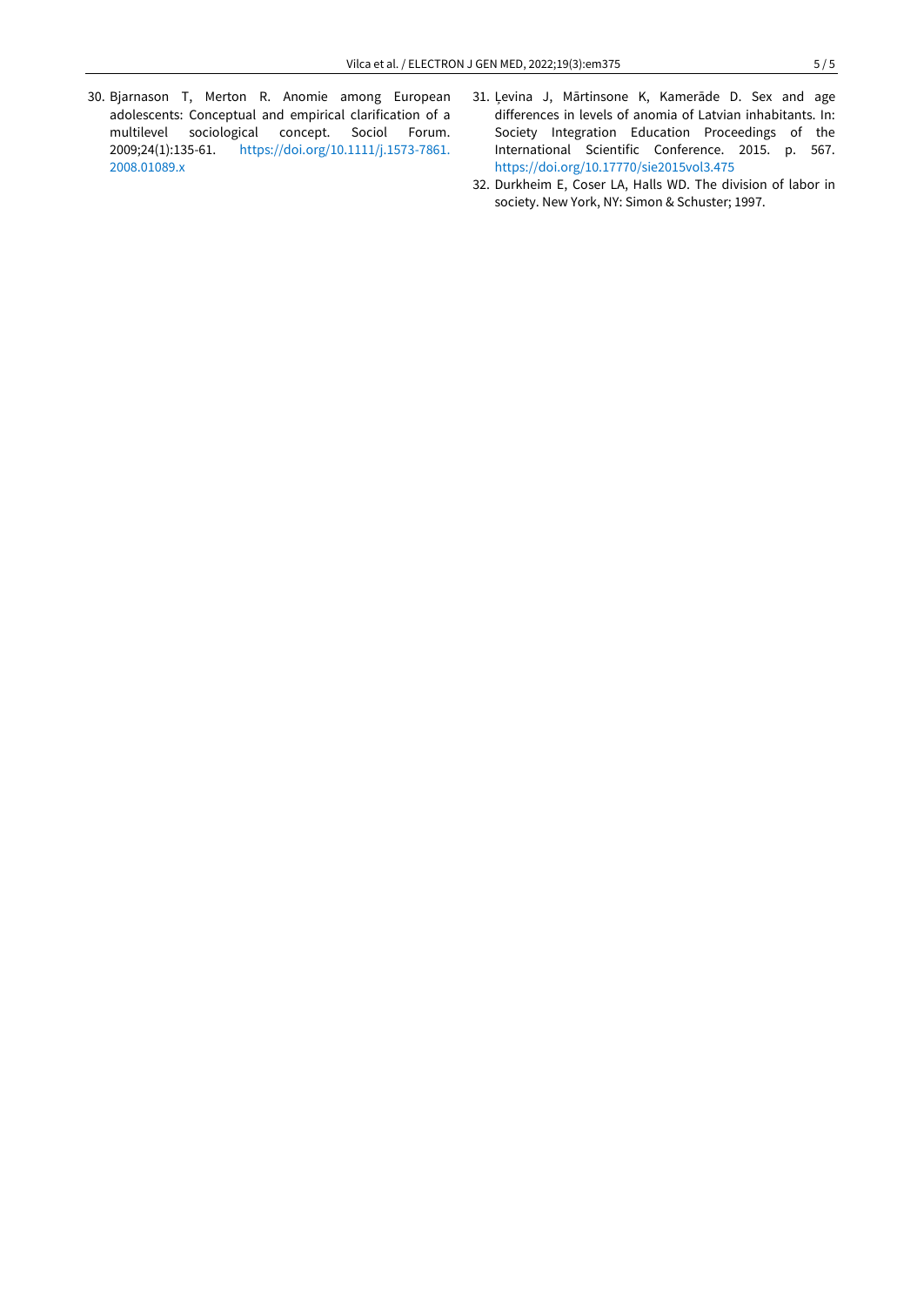30. Bjarnason T, Merton R. Anomie among European adolescents: Conceptual and empirical clarification of a multilevel sociological concept. Sociol Forum. 2009;24(1):135-61. https://doi.org/10.1111/j.1573-7861.2008.01089.x
31. Ļevina J, Mārtinsone K, Kamerāde D. Sex and age differences in levels of anomia of Latvian inhabitants. In: Society Integration Education Proceedings of the International Scientific Conference. 2015. p. 567. https://doi.org/10.17770/sie2015vol3.475
32. Durkheim E, Coser LA, Halls WD. The division of labor in society. New York, NY: Simon & Schuster; 1997.